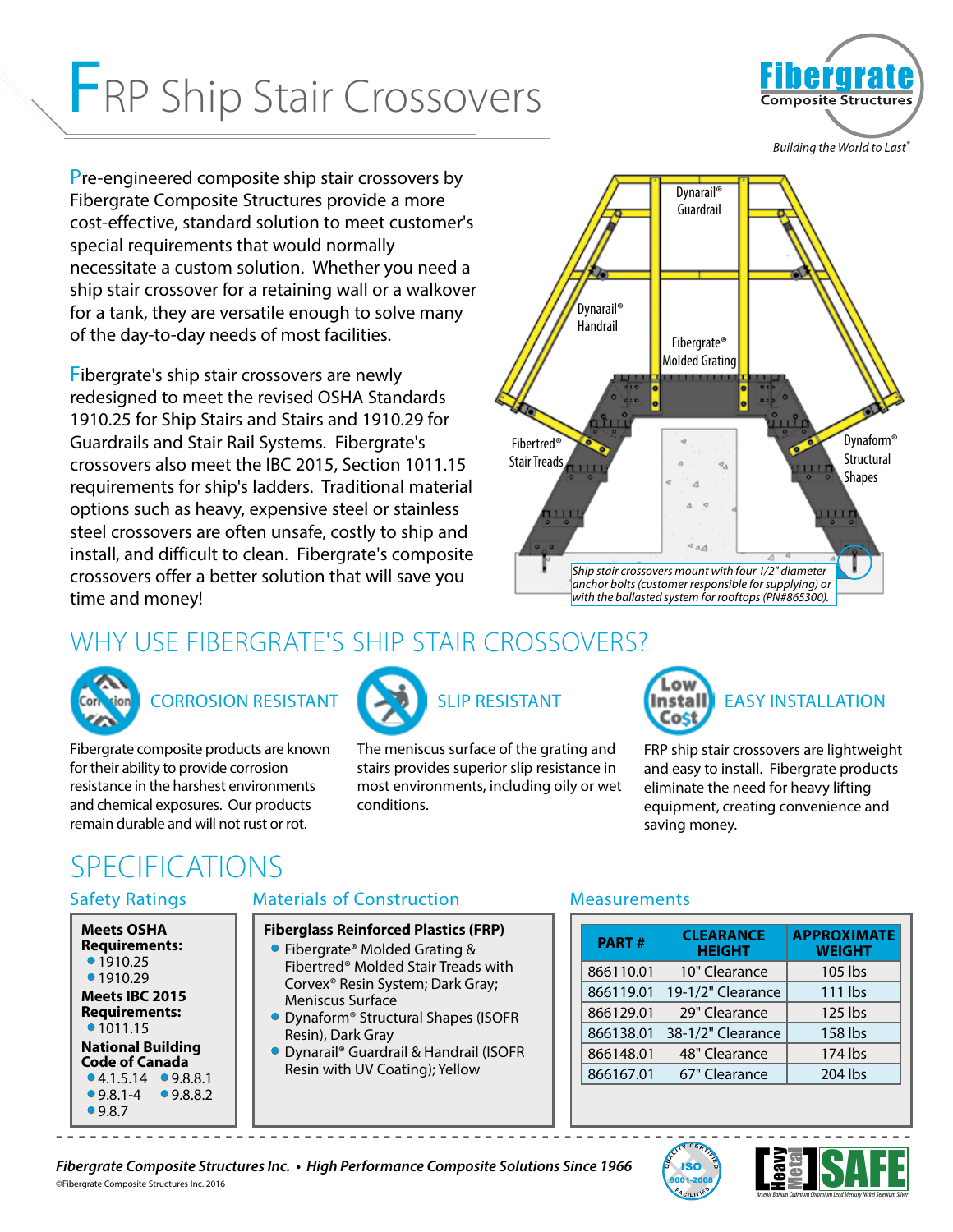# FRP Ship Stair Crossovers

Fibergrate Composite Structures

*Building the World to Last®*

Pre-engineered composite ship stair crossovers by Fibergrate Composite Structures provide a more cost-effective, standard solution to meet customer's special requirements that would normally necessitate a custom solution. Whether you need a ship stair crossover for a retaining wall or a walkover for a tank, they are versatile enough to solve many of the day-to-day needs of most facilities.

Fibergrate's ship stair crossovers are newly redesigned to meet the revised OSHA Standards 1910.25 for Ship Stairs and Stairs and 1910.29 for Guardrails and Stair Rail Systems. Fibergrate's crossovers also meet the IBC 2015, Section 1011.15 requirements for ship's ladders. Traditional material options such as heavy, expensive steel or stainless steel crossovers are often unsafe, costly to ship and install, and difficult to clean. Fibergrate's composite crossovers offer a better solution that will save you time and money!

Dynarail® Guardrail

Dynarail® Handrail

Fibergrate® Molded Grating

Fibertred® Stair Treads

Dynaform® Structural Shapes

*Ship stair crossovers mount with four 1/2" diameter anchor bolts (customer responsible for supplying) or with the ballasted system for rooftops (PN#865300).*

## WHY USE FIBERGRATE'S SHIP STAIR CROSSOVERS?

### CORROSION RESISTANT

Fibergrate composite products are known for their ability to provide corrosion resistance in the harshest environments and chemical exposures. Our products remain durable and will not rust or rot.

### SLIP RESISTANT

The meniscus surface of the grating and stairs provides superior slip resistance in most environments, including oily or wet conditions.

### EASY INSTALLATION

FRP ship stair crossovers are lightweight and easy to install. Fibergrate products eliminate the need for heavy lifting equipment, creating convenience and saving money.

## SPECIFICATIONS

### Safety Ratings

**Meets OSHA Requirements:**
- 1910.25
- 1910.29

**Meets IBC 2015 Requirements:**
- 1011.15

**National Building Code of Canada**
- 4.1.5.14
- 9.8.1
- 9.8.1-4
- 9.8.2
- 9.8.7

### Materials of Construction

**Fiberglass Reinforced Plastics (FRP)**
- Fibergrate® Molded Grating & Fibertred® Molded Stair Treads with Corvex® Resin System; Dark Gray; Meniscus Surface
- Dynaform® Structural Shapes (ISOFR Resin), Dark Gray
- Dynarail® Guardrail & Handrail (ISOFR Resin with UV Coating); Yellow

### Measurements

| PART # | CLEARANCE HEIGHT | APPROXIMATE WEIGHT |
|---|---|---|
| 866110.01 | 10" Clearance | 105 lbs |
| 866119.01 | 19-1/2" Clearance | 111 lbs |
| 866129.01 | 29" Clearance | 125 lbs |
| 866138.01 | 38-1/2" Clearance | 158 lbs |
| 866148.01 | 48" Clearance | 174 lbs |
| 866167.01 | 67" Clearance | 204 lbs |

*Fibergrate Composite Structures Inc. • High Performance Composite Solutions Since 1966*

©Fibergrate Composite Structures Inc. 2016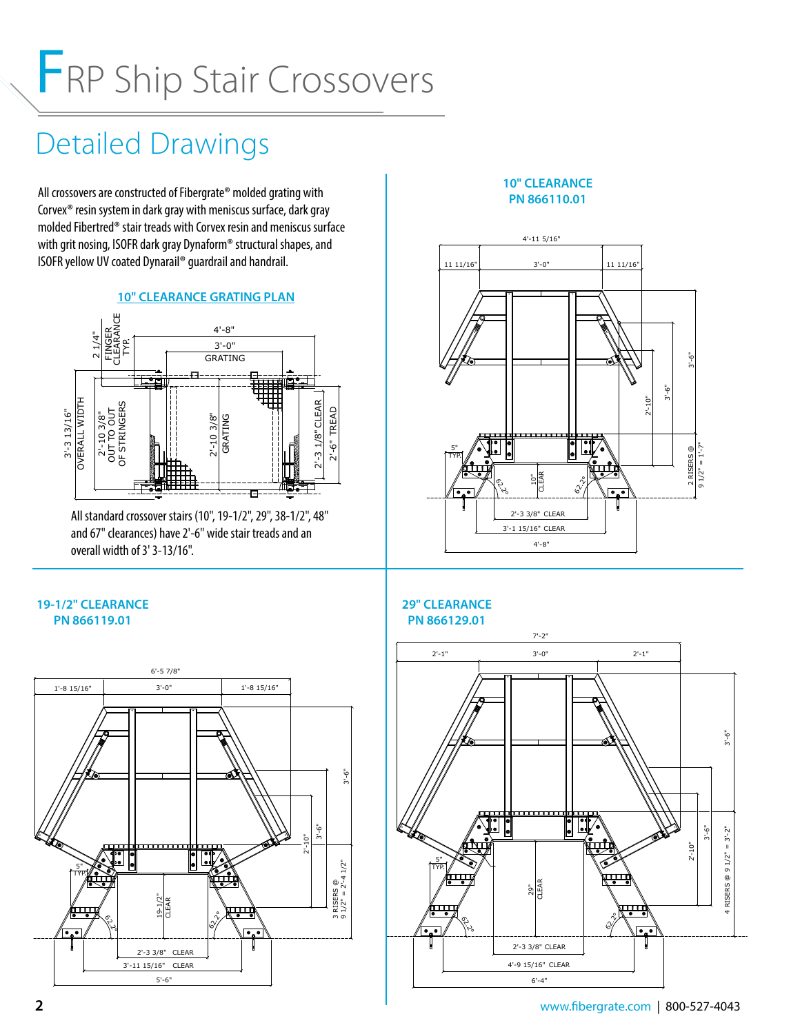# FRP Ship Stair Crossovers

## Detailed Drawings

All crossovers are constructed of Fibergrate® molded grating with Corvex® resin system in dark gray with meniscus surface, dark gray molded Fibertred® stair treads with Corvex resin and meniscus surface with grit nosing, ISOFR dark gray Dynaform® structural shapes, and ISOFR yellow UV coated Dynarail® guardrail and handrail.

### 10" CLEARANCE GRATING PLAN

All standard crossover stairs (10", 19-1/2", 29", 38-1/2", 48" and 67" clearances) have 2'-6" wide stair treads and an overall width of 3' 3-13/16".

### 10" CLEARANCE
### PN 866110.01

### 19-1/2" CLEARANCE
### PN 866119.01

### 29" CLEARANCE
### PN 866129.01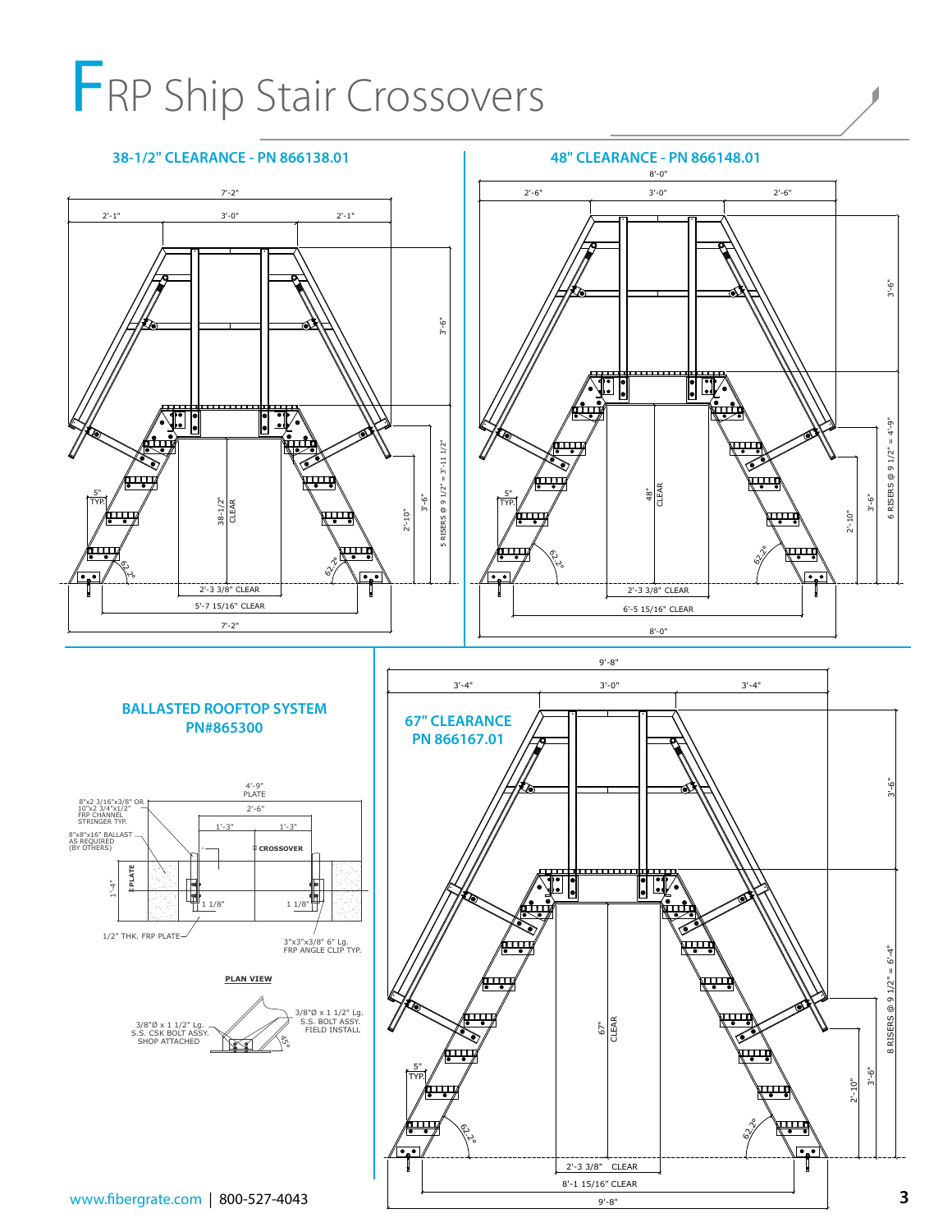# FRP Ship Stair Crossovers

## 38-1/2" CLEARANCE - PN 866138.01

7'-2"

2'-1" | 3'-0" | 2'-1"

3'-6"

5"
TYP.

38-1/2" CLEAR

2'-10"

3'-6"

5 RISERS @ 9 1/2" = 3'-11 1/2"

62.2°

2'-3 3/8" CLEAR

5'-7 15/16" CLEAR

7'-2"

## 48" CLEARANCE - PN 866148.01

8'-0"

2'-6" | 3'-0" | 2'-6"

3'-6"

5"
TYP.

48" CLEAR

2'-10"

3'-6"

6 RISERS @ 9 1/2" = 4'-9"

62.2°

2'-3 3/8" CLEAR

6'-5 15/16" CLEAR

8'-0"

## BALLASTED ROOFTOP SYSTEM PN#865300

4'-9" PLATE

2'-6"

1'-3" | 1'-3"

8"x2 3/16"x3/8" OR 10"x2 3/4"x1/2" FRP CHANNEL STRINGER TYP.

8"x8"x16" BALLAST AS REQUIRED (BY OTHERS)

℄ CROSSOVER

℄ PLATE

1'-4"

1 1/8" | 1 1/8"

1/2" THK. FRP PLATE

3"x3"x3/8" 6" Lg. FRP ANGLE CLIP TYP.

**PLAN VIEW**

3/8"Ø x 1 1/2" Lg. S.S. CSK BOLT ASSY. SHOP ATTACHED

3/8"Ø x 1 1/2" Lg. S.S. BOLT ASSY. FIELD INSTALL

45°

## 67" CLEARANCE PN 866167.01

9'-8"

3'-4" | 3'-0" | 3'-4"

3'-6"

5"
TYP.

67" CLEAR

2'-10"

3'-6"

8 RISERS @ 9 1/2" = 6'-4"

62.2°

2'-3 3/8" CLEAR

8'-1 15/16" CLEAR

9'-8"

www.fibergrate.com | 800-527-4043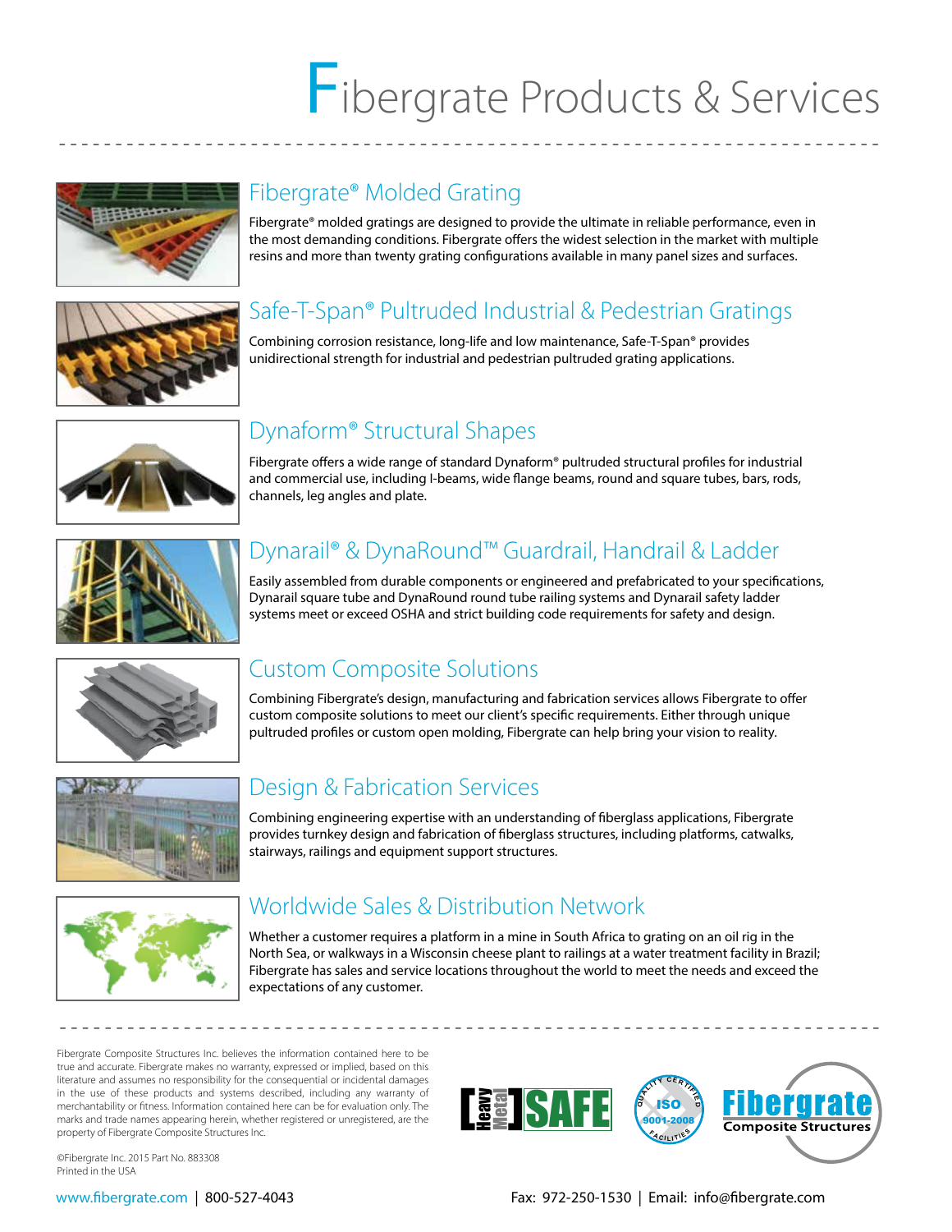# Fibergrate Products & Services

## Fibergrate® Molded Grating

Fibergrate® molded gratings are designed to provide the ultimate in reliable performance, even in the most demanding conditions. Fibergrate offers the widest selection in the market with multiple resins and more than twenty grating configurations available in many panel sizes and surfaces.

## Safe-T-Span® Pultruded Industrial & Pedestrian Gratings

Combining corrosion resistance, long-life and low maintenance, Safe-T-Span® provides unidirectional strength for industrial and pedestrian pultruded grating applications.

## Dynaform® Structural Shapes

Fibergrate offers a wide range of standard Dynaform® pultruded structural profiles for industrial and commercial use, including I-beams, wide flange beams, round and square tubes, bars, rods, channels, leg angles and plate.

## Dynarail® & DynaRound™ Guardrail, Handrail & Ladder

Easily assembled from durable components or engineered and prefabricated to your specifications, Dynarail square tube and DynaRound round tube railing systems and Dynarail safety ladder systems meet or exceed OSHA and strict building code requirements for safety and design.

## Custom Composite Solutions

Combining Fibergrate's design, manufacturing and fabrication services allows Fibergrate to offer custom composite solutions to meet our client's specific requirements. Either through unique pultruded profiles or custom open molding, Fibergrate can help bring your vision to reality.

## Design & Fabrication Services

Combining engineering expertise with an understanding of fiberglass applications, Fibergrate provides turnkey design and fabrication of fiberglass structures, including platforms, catwalks, stairways, railings and equipment support structures.

## Worldwide Sales & Distribution Network

Whether a customer requires a platform in a mine in South Africa to grating on an oil rig in the North Sea, or walkways in a Wisconsin cheese plant to railings at a water treatment facility in Brazil; Fibergrate has sales and service locations throughout the world to meet the needs and exceed the expectations of any customer.

---

Fibergrate Composite Structures Inc. believes the information contained here to be true and accurate. Fibergrate makes no warranty, expressed or implied, based on this literature and assumes no responsibility for the consequential or incidental damages in the use of these products and systems described, including any warranty of merchantability or fitness. Information contained here can be for evaluation only. The marks and trade names appearing herein, whether registered or unregistered, are the property of Fibergrate Composite Structures Inc.

©Fibergrate Inc. 2015 Part No. 883308
Printed in the USA

Heavy Metal SAFE

Quality Certified ISO 9001-2008 Facilities

Fibergrate Composite Structures

www.fibergrate.com | 800-527-4043

Fax: 972-250-1530 | Email: info@fibergrate.com